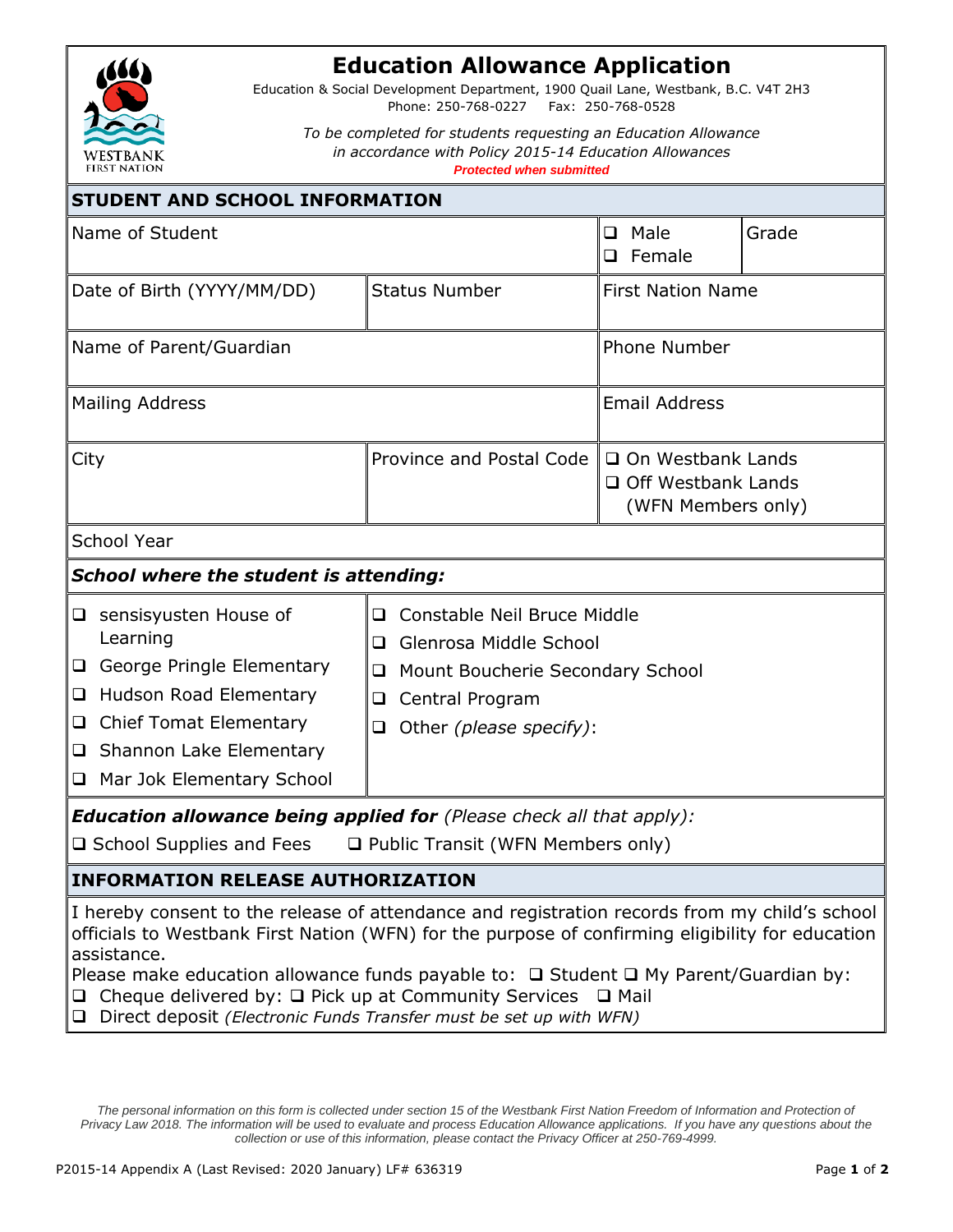# Education Allowance Application

Education & Social Development Department, 1900 Quail Lane, Westbank, B.C. V4T 2H3
Phone: 250-768-0227 Fax: 250-768-0528

*To be completed for students requesting an Education Allowance in accordance with Policy 2015-14 Education Allowances*

**Protected when submitted**

## STUDENT AND SCHOOL INFORMATION

| Name of Student | | ❑ Male ❑ Female | Grade |
|---|---|---|---|
| Date of Birth (YYYY/MM/DD) | Status Number | First Nation Name | |
| Name of Parent/Guardian | | Phone Number | |
| Mailing Address | | Email Address | |
| City | Province and Postal Code | ❑ On Westbank Lands ❑ Off Westbank Lands (WFN Members only) | |
| School Year | | | |

***School where the student is attending:***

- ❑ sensisyusten House of Learning
- ❑ George Pringle Elementary
- ❑ Hudson Road Elementary
- ❑ Chief Tomat Elementary
- ❑ Shannon Lake Elementary
- ❑ Mar Jok Elementary School
- ❑ Constable Neil Bruce Middle
- ❑ Glenrosa Middle School
- ❑ Mount Boucherie Secondary School
- ❑ Central Program
- ❑ Other *(please specify)*:

***Education allowance being applied for*** *(Please check all that apply)*:

❑ School Supplies and Fees ❑ Public Transit (WFN Members only)

## INFORMATION RELEASE AUTHORIZATION

I hereby consent to the release of attendance and registration records from my child's school officials to Westbank First Nation (WFN) for the purpose of confirming eligibility for education assistance.

Please make education allowance funds payable to: ❑ Student ❑ My Parent/Guardian by:

❑ Cheque delivered by: ❑ Pick up at Community Services ❑ Mail

❑ Direct deposit *(Electronic Funds Transfer must be set up with WFN)*

*The personal information on this form is collected under section 15 of the Westbank First Nation Freedom of Information and Protection of Privacy Law 2018. The information will be used to evaluate and process Education Allowance applications. If you have any questions about the collection or use of this information, please contact the Privacy Officer at 250-769-4999.*

P2015-14 Appendix A (Last Revised: 2020 January) LF# 636319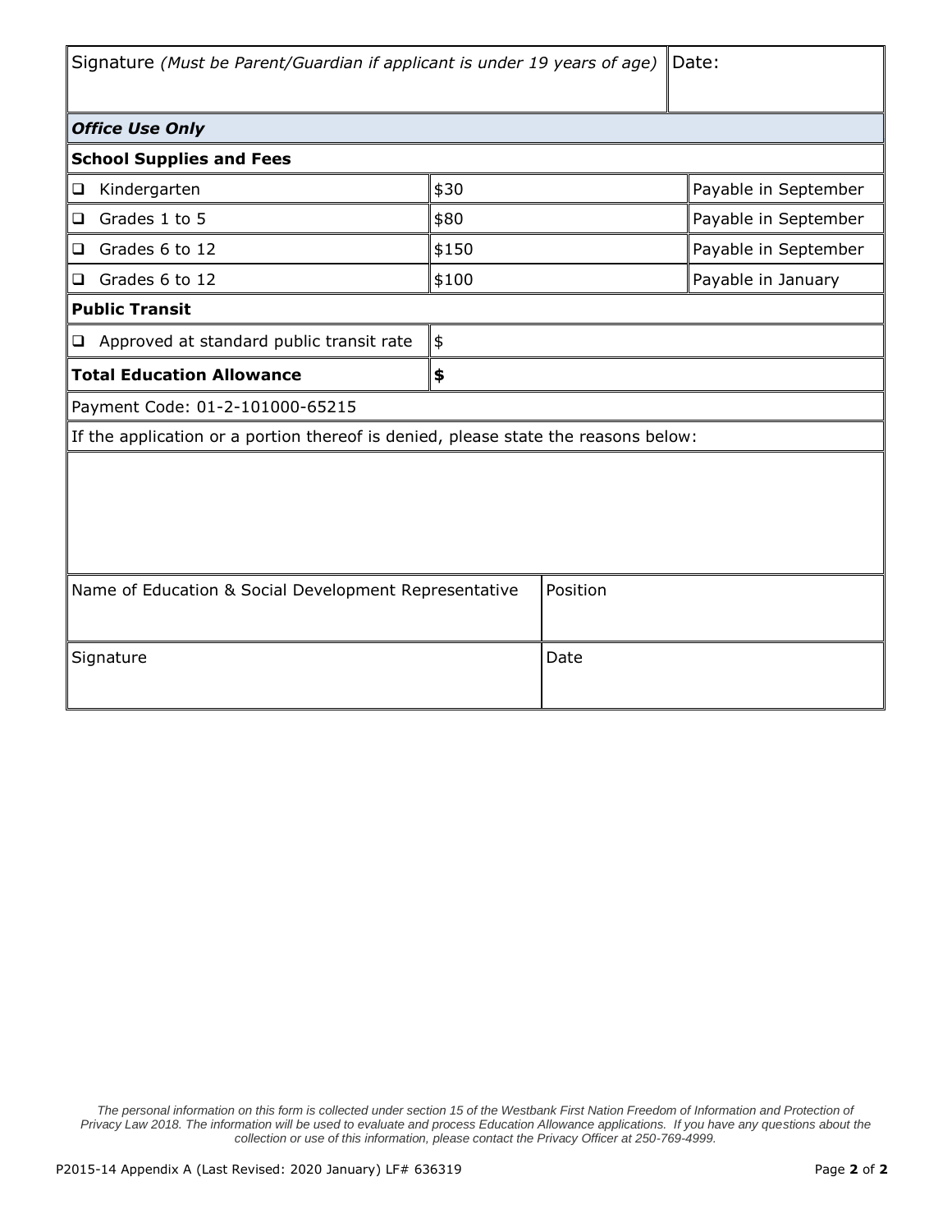| | |
|---|---|
| Signature *(Must be Parent/Guardian if applicant is under 19 years of age)* | Date: |

| | | |
|---|---|---|
| ***Office Use Only*** | | |
| **School Supplies and Fees** | | |
| ❑ Kindergarten | $30 | Payable in September |
| ❑ Grades 1 to 5 | $80 | Payable in September |
| ❑ Grades 6 to 12 | $150 | Payable in September |
| ❑ Grades 6 to 12 | $100 | Payable in January |
| **Public Transit** | | |
| ❑ Approved at standard public transit rate | $ | |
| **Total Education Allowance** | **$** | |
| Payment Code: 01-2-101000-65215 | | |
| If the application or a portion thereof is denied, please state the reasons below: | | |
| | | |

| | |
|---|---|
| Name of Education & Social Development Representative | Position |
| Signature | Date |

*The personal information on this form is collected under section 15 of the Westbank First Nation Freedom of Information and Protection of Privacy Law 2018. The information will be used to evaluate and process Education Allowance applications. If you have any questions about the collection or use of this information, please contact the Privacy Officer at 250-769-4999.*

P2015-14 Appendix A (Last Revised: 2020 January) LF# 636319